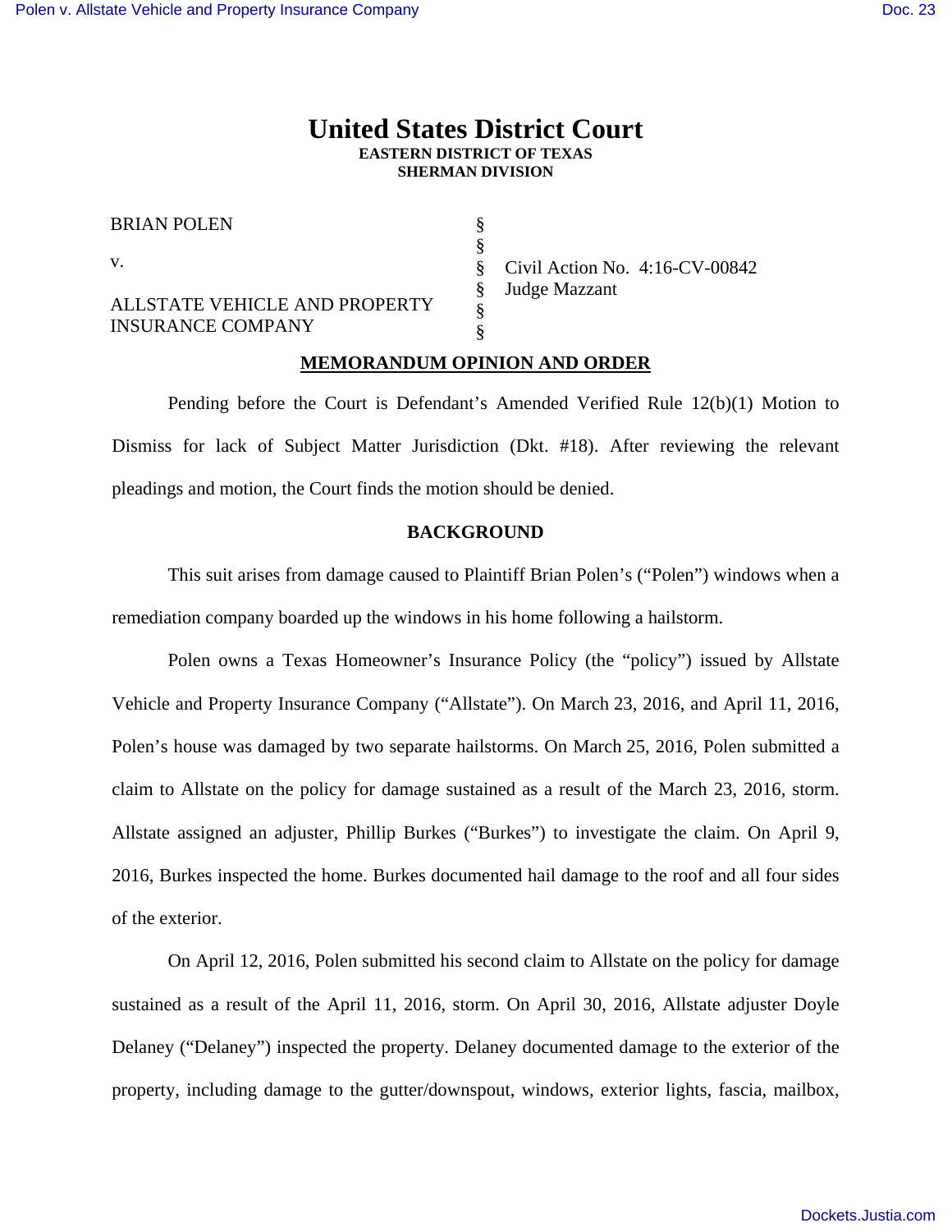# United States District Court

**EASTERN DISTRICT OF TEXAS**
**SHERMAN DIVISION**

| | | |
|---|---|---|
| BRIAN POLEN | § | |
| | § | |
| v. | § | Civil Action No. 4:16-CV-00842 |
| | § | Judge Mazzant |
| ALLSTATE VEHICLE AND PROPERTY INSURANCE COMPANY | § | |
| | § | |

**MEMORANDUM OPINION AND ORDER**

Pending before the Court is Defendant's Amended Verified Rule 12(b)(1) Motion to Dismiss for lack of Subject Matter Jurisdiction (Dkt. #18). After reviewing the relevant pleadings and motion, the Court finds the motion should be denied.

## BACKGROUND

This suit arises from damage caused to Plaintiff Brian Polen's ("Polen") windows when a remediation company boarded up the windows in his home following a hailstorm.

Polen owns a Texas Homeowner's Insurance Policy (the "policy") issued by Allstate Vehicle and Property Insurance Company ("Allstate"). On March 23, 2016, and April 11, 2016, Polen's house was damaged by two separate hailstorms. On March 25, 2016, Polen submitted a claim to Allstate on the policy for damage sustained as a result of the March 23, 2016, storm. Allstate assigned an adjuster, Phillip Burkes ("Burkes") to investigate the claim. On April 9, 2016, Burkes inspected the home. Burkes documented hail damage to the roof and all four sides of the exterior.

On April 12, 2016, Polen submitted his second claim to Allstate on the policy for damage sustained as a result of the April 11, 2016, storm. On April 30, 2016, Allstate adjuster Doyle Delaney ("Delaney") inspected the property. Delaney documented damage to the exterior of the property, including damage to the gutter/downspout, windows, exterior lights, fascia, mailbox,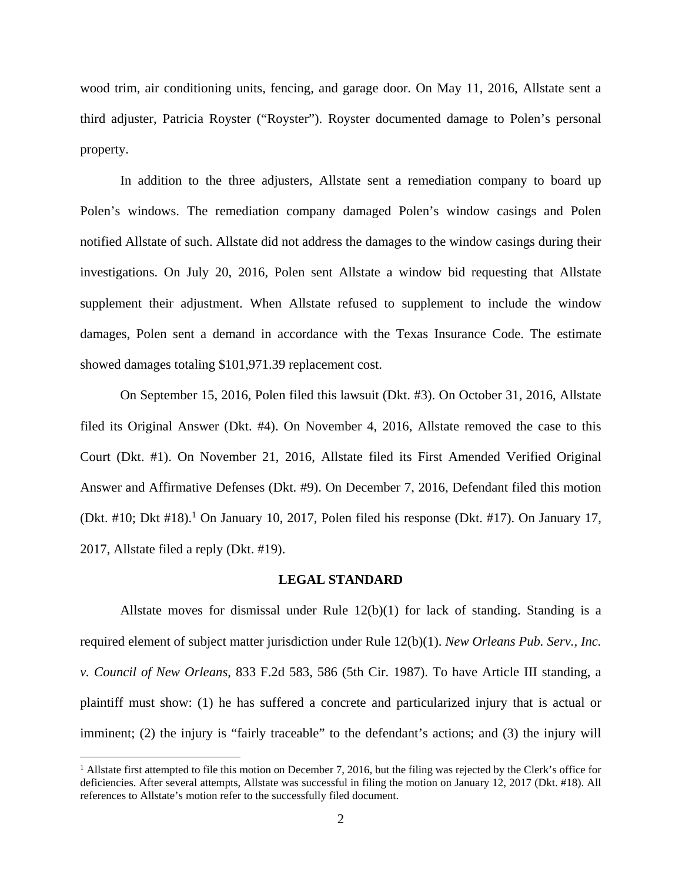wood trim, air conditioning units, fencing, and garage door. On May 11, 2016, Allstate sent a third adjuster, Patricia Royster ("Royster"). Royster documented damage to Polen's personal property.

In addition to the three adjusters, Allstate sent a remediation company to board up Polen's windows. The remediation company damaged Polen's window casings and Polen notified Allstate of such. Allstate did not address the damages to the window casings during their investigations. On July 20, 2016, Polen sent Allstate a window bid requesting that Allstate supplement their adjustment. When Allstate refused to supplement to include the window damages, Polen sent a demand in accordance with the Texas Insurance Code. The estimate showed damages totaling $101,971.39 replacement cost.

On September 15, 2016, Polen filed this lawsuit (Dkt. #3). On October 31, 2016, Allstate filed its Original Answer (Dkt. #4). On November 4, 2016, Allstate removed the case to this Court (Dkt. #1). On November 21, 2016, Allstate filed its First Amended Verified Original Answer and Affirmative Defenses (Dkt. #9). On December 7, 2016, Defendant filed this motion (Dkt. #10; Dkt #18).[1] On January 10, 2017, Polen filed his response (Dkt. #17). On January 17, 2017, Allstate filed a reply (Dkt. #19).

## LEGAL STANDARD

Allstate moves for dismissal under Rule 12(b)(1) for lack of standing. Standing is a required element of subject matter jurisdiction under Rule 12(b)(1). *New Orleans Pub. Serv., Inc. v. Council of New Orleans*, 833 F.2d 583, 586 (5th Cir. 1987). To have Article III standing, a plaintiff must show: (1) he has suffered a concrete and particularized injury that is actual or imminent; (2) the injury is "fairly traceable" to the defendant's actions; and (3) the injury will

[1] Allstate first attempted to file this motion on December 7, 2016, but the filing was rejected by the Clerk's office for deficiencies. After several attempts, Allstate was successful in filing the motion on January 12, 2017 (Dkt. #18). All references to Allstate's motion refer to the successfully filed document.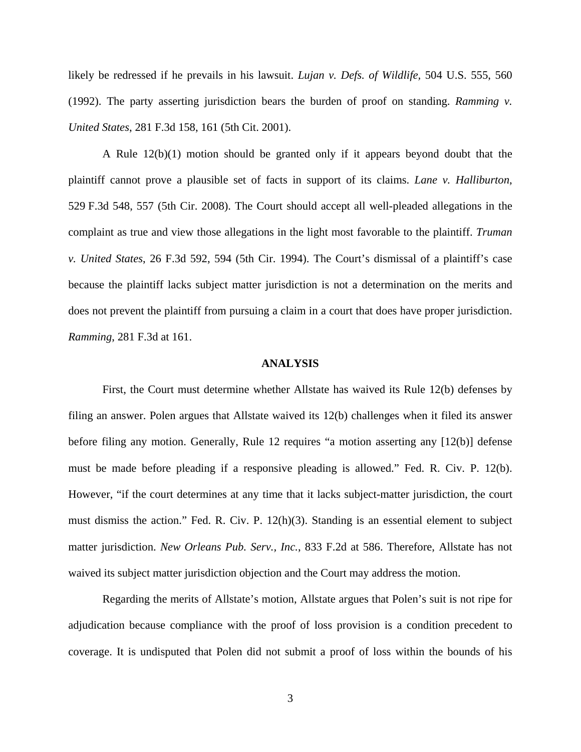likely be redressed if he prevails in his lawsuit. *Lujan v. Defs. of Wildlife*, 504 U.S. 555, 560 (1992). The party asserting jurisdiction bears the burden of proof on standing. *Ramming v. United States*, 281 F.3d 158, 161 (5th Cit. 2001).

A Rule 12(b)(1) motion should be granted only if it appears beyond doubt that the plaintiff cannot prove a plausible set of facts in support of its claims. *Lane v. Halliburton*, 529 F.3d 548, 557 (5th Cir. 2008). The Court should accept all well-pleaded allegations in the complaint as true and view those allegations in the light most favorable to the plaintiff. *Truman v. United States*, 26 F.3d 592, 594 (5th Cir. 1994). The Court's dismissal of a plaintiff's case because the plaintiff lacks subject matter jurisdiction is not a determination on the merits and does not prevent the plaintiff from pursuing a claim in a court that does have proper jurisdiction. *Ramming*, 281 F.3d at 161.

**ANALYSIS**

First, the Court must determine whether Allstate has waived its Rule 12(b) defenses by filing an answer. Polen argues that Allstate waived its 12(b) challenges when it filed its answer before filing any motion. Generally, Rule 12 requires "a motion asserting any [12(b)] defense must be made before pleading if a responsive pleading is allowed." Fed. R. Civ. P. 12(b). However, "if the court determines at any time that it lacks subject-matter jurisdiction, the court must dismiss the action." Fed. R. Civ. P. 12(h)(3). Standing is an essential element to subject matter jurisdiction. *New Orleans Pub. Serv., Inc.*, 833 F.2d at 586. Therefore, Allstate has not waived its subject matter jurisdiction objection and the Court may address the motion.

Regarding the merits of Allstate's motion, Allstate argues that Polen's suit is not ripe for adjudication because compliance with the proof of loss provision is a condition precedent to coverage. It is undisputed that Polen did not submit a proof of loss within the bounds of his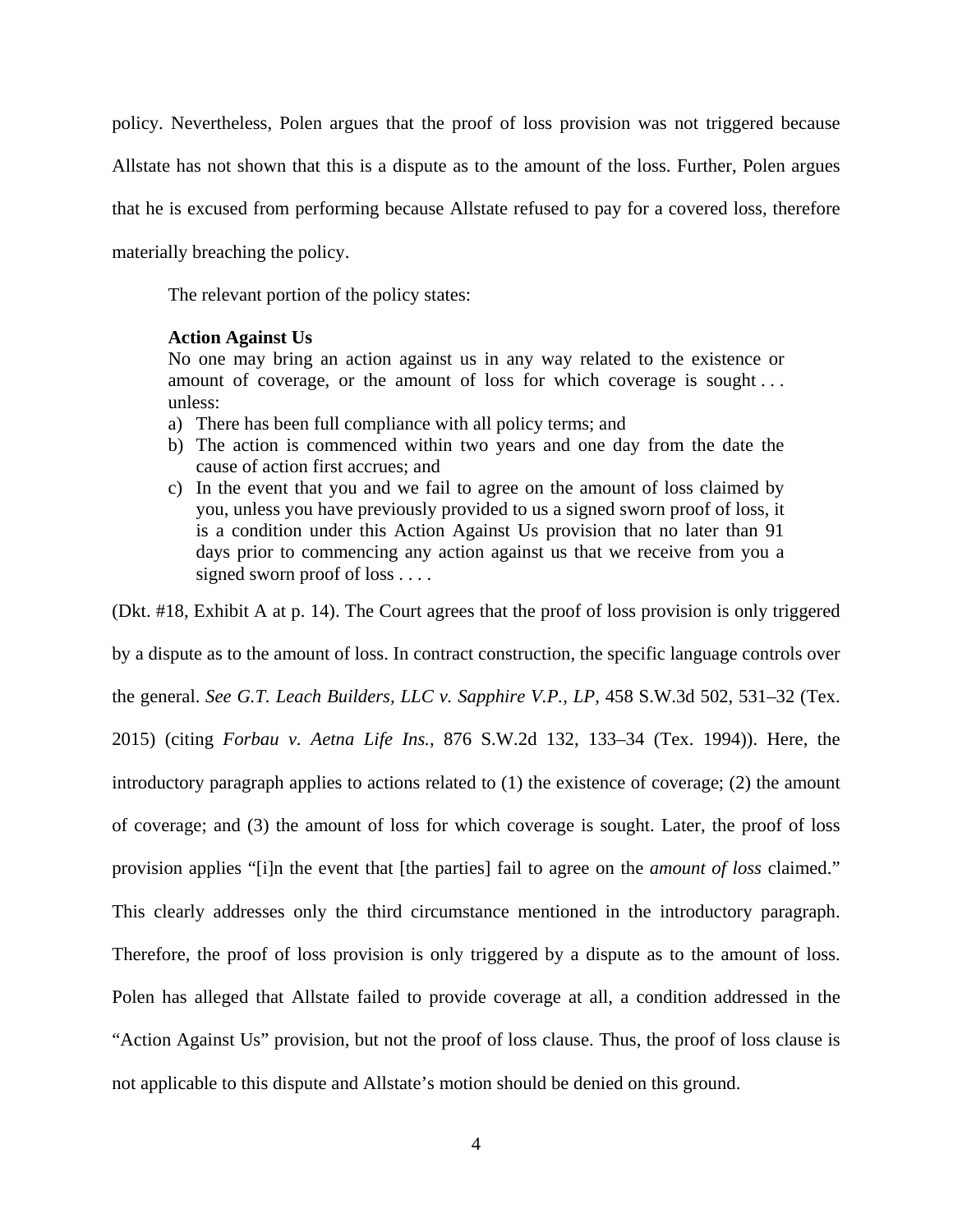policy. Nevertheless, Polen argues that the proof of loss provision was not triggered because Allstate has not shown that this is a dispute as to the amount of the loss. Further, Polen argues that he is excused from performing because Allstate refused to pay for a covered loss, therefore materially breaching the policy.

The relevant portion of the policy states:

> **Action Against Us**
> No one may bring an action against us in any way related to the existence or amount of coverage, or the amount of loss for which coverage is sought . . . unless:
>
> a) There has been full compliance with all policy terms; and
> b) The action is commenced within two years and one day from the date the cause of action first accrues; and
> c) In the event that you and we fail to agree on the amount of loss claimed by you, unless you have previously provided to us a signed sworn proof of loss, it is a condition under this Action Against Us provision that no later than 91 days prior to commencing any action against us that we receive from you a signed sworn proof of loss . . . .

(Dkt. #18, Exhibit A at p. 14). The Court agrees that the proof of loss provision is only triggered by a dispute as to the amount of loss. In contract construction, the specific language controls over the general. *See G.T. Leach Builders, LLC v. Sapphire V.P., LP*, 458 S.W.3d 502, 531–32 (Tex. 2015) (citing *Forbau v. Aetna Life Ins.*, 876 S.W.2d 132, 133–34 (Tex. 1994)). Here, the introductory paragraph applies to actions related to (1) the existence of coverage; (2) the amount of coverage; and (3) the amount of loss for which coverage is sought. Later, the proof of loss provision applies "[i]n the event that [the parties] fail to agree on the *amount of loss* claimed." This clearly addresses only the third circumstance mentioned in the introductory paragraph. Therefore, the proof of loss provision is only triggered by a dispute as to the amount of loss. Polen has alleged that Allstate failed to provide coverage at all, a condition addressed in the "Action Against Us" provision, but not the proof of loss clause. Thus, the proof of loss clause is not applicable to this dispute and Allstate's motion should be denied on this ground.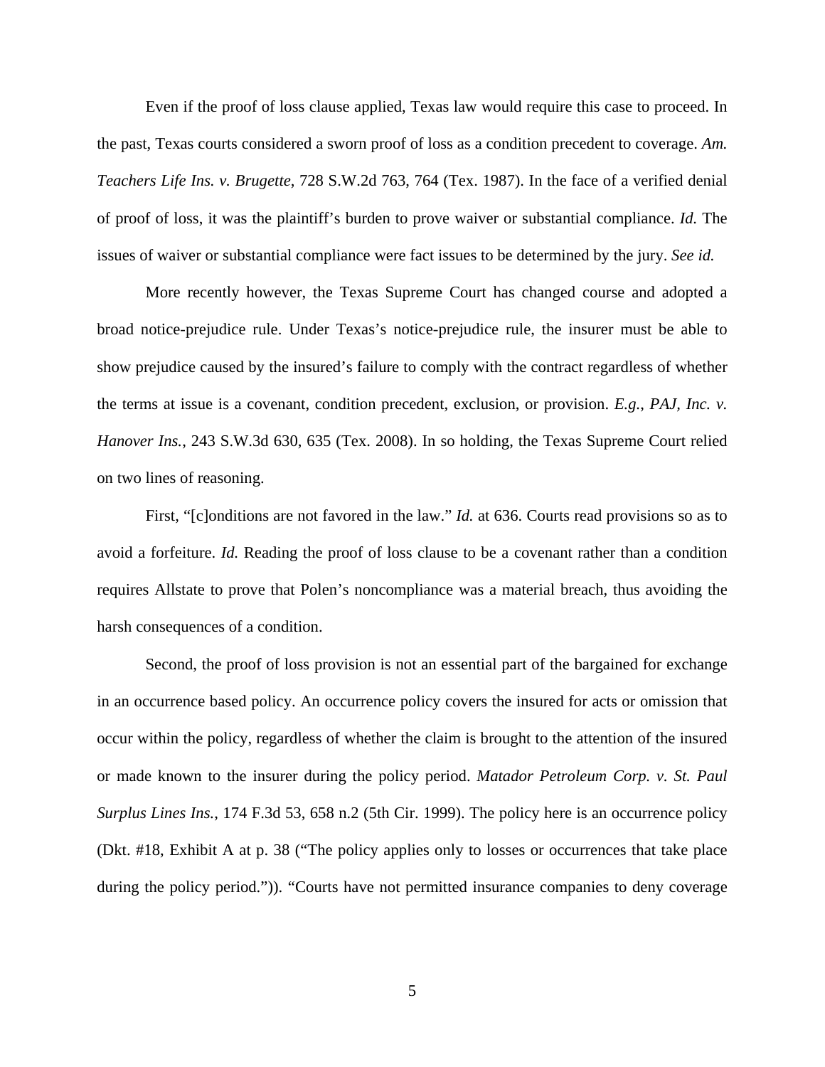Even if the proof of loss clause applied, Texas law would require this case to proceed. In the past, Texas courts considered a sworn proof of loss as a condition precedent to coverage. *Am. Teachers Life Ins. v. Brugette*, 728 S.W.2d 763, 764 (Tex. 1987). In the face of a verified denial of proof of loss, it was the plaintiff's burden to prove waiver or substantial compliance. *Id.* The issues of waiver or substantial compliance were fact issues to be determined by the jury. *See id.*

More recently however, the Texas Supreme Court has changed course and adopted a broad notice-prejudice rule. Under Texas's notice-prejudice rule, the insurer must be able to show prejudice caused by the insured's failure to comply with the contract regardless of whether the terms at issue is a covenant, condition precedent, exclusion, or provision. *E.g.*, *PAJ, Inc. v. Hanover Ins.*, 243 S.W.3d 630, 635 (Tex. 2008). In so holding, the Texas Supreme Court relied on two lines of reasoning.

First, "[c]onditions are not favored in the law." *Id.* at 636. Courts read provisions so as to avoid a forfeiture. *Id.* Reading the proof of loss clause to be a covenant rather than a condition requires Allstate to prove that Polen's noncompliance was a material breach, thus avoiding the harsh consequences of a condition.

Second, the proof of loss provision is not an essential part of the bargained for exchange in an occurrence based policy. An occurrence policy covers the insured for acts or omission that occur within the policy, regardless of whether the claim is brought to the attention of the insured or made known to the insurer during the policy period. *Matador Petroleum Corp. v. St. Paul Surplus Lines Ins.*, 174 F.3d 53, 658 n.2 (5th Cir. 1999). The policy here is an occurrence policy (Dkt. #18, Exhibit A at p. 38 ("The policy applies only to losses or occurrences that take place during the policy period.")). "Courts have not permitted insurance companies to deny coverage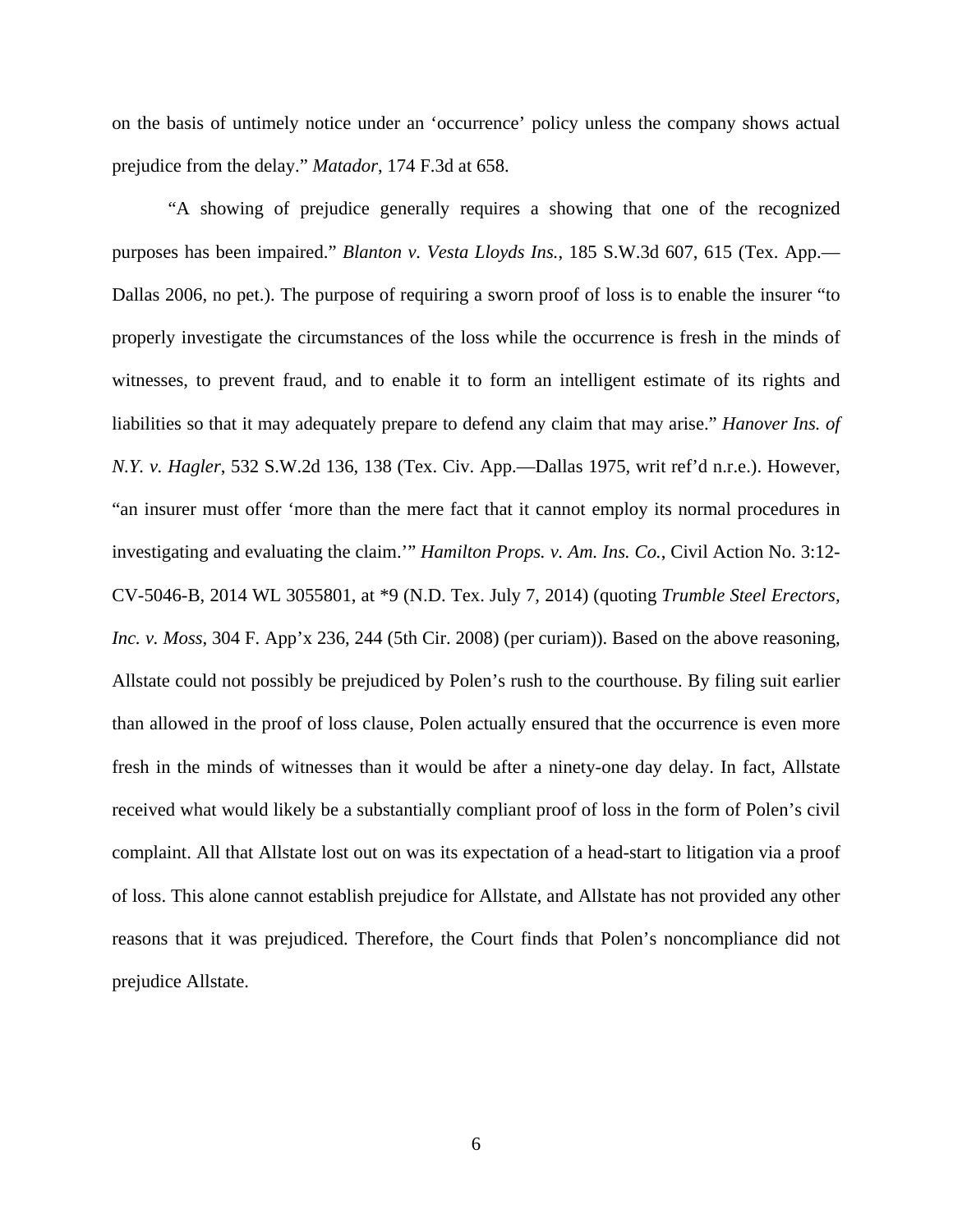on the basis of untimely notice under an 'occurrence' policy unless the company shows actual prejudice from the delay." *Matador*, 174 F.3d at 658.

"A showing of prejudice generally requires a showing that one of the recognized purposes has been impaired." *Blanton v. Vesta Lloyds Ins.*, 185 S.W.3d 607, 615 (Tex. App.—Dallas 2006, no pet.). The purpose of requiring a sworn proof of loss is to enable the insurer "to properly investigate the circumstances of the loss while the occurrence is fresh in the minds of witnesses, to prevent fraud, and to enable it to form an intelligent estimate of its rights and liabilities so that it may adequately prepare to defend any claim that may arise." *Hanover Ins. of N.Y. v. Hagler*, 532 S.W.2d 136, 138 (Tex. Civ. App.—Dallas 1975, writ ref'd n.r.e.). However, "an insurer must offer 'more than the mere fact that it cannot employ its normal procedures in investigating and evaluating the claim.'" *Hamilton Props. v. Am. Ins. Co.*, Civil Action No. 3:12-CV-5046-B, 2014 WL 3055801, at *9 (N.D. Tex. July 7, 2014) (quoting *Trumble Steel Erectors, Inc. v. Moss*, 304 F. App'x 236, 244 (5th Cir. 2008) (per curiam)). Based on the above reasoning, Allstate could not possibly be prejudiced by Polen's rush to the courthouse. By filing suit earlier than allowed in the proof of loss clause, Polen actually ensured that the occurrence is even more fresh in the minds of witnesses than it would be after a ninety-one day delay. In fact, Allstate received what would likely be a substantially compliant proof of loss in the form of Polen's civil complaint. All that Allstate lost out on was its expectation of a head-start to litigation via a proof of loss. This alone cannot establish prejudice for Allstate, and Allstate has not provided any other reasons that it was prejudiced. Therefore, the Court finds that Polen's noncompliance did not prejudice Allstate.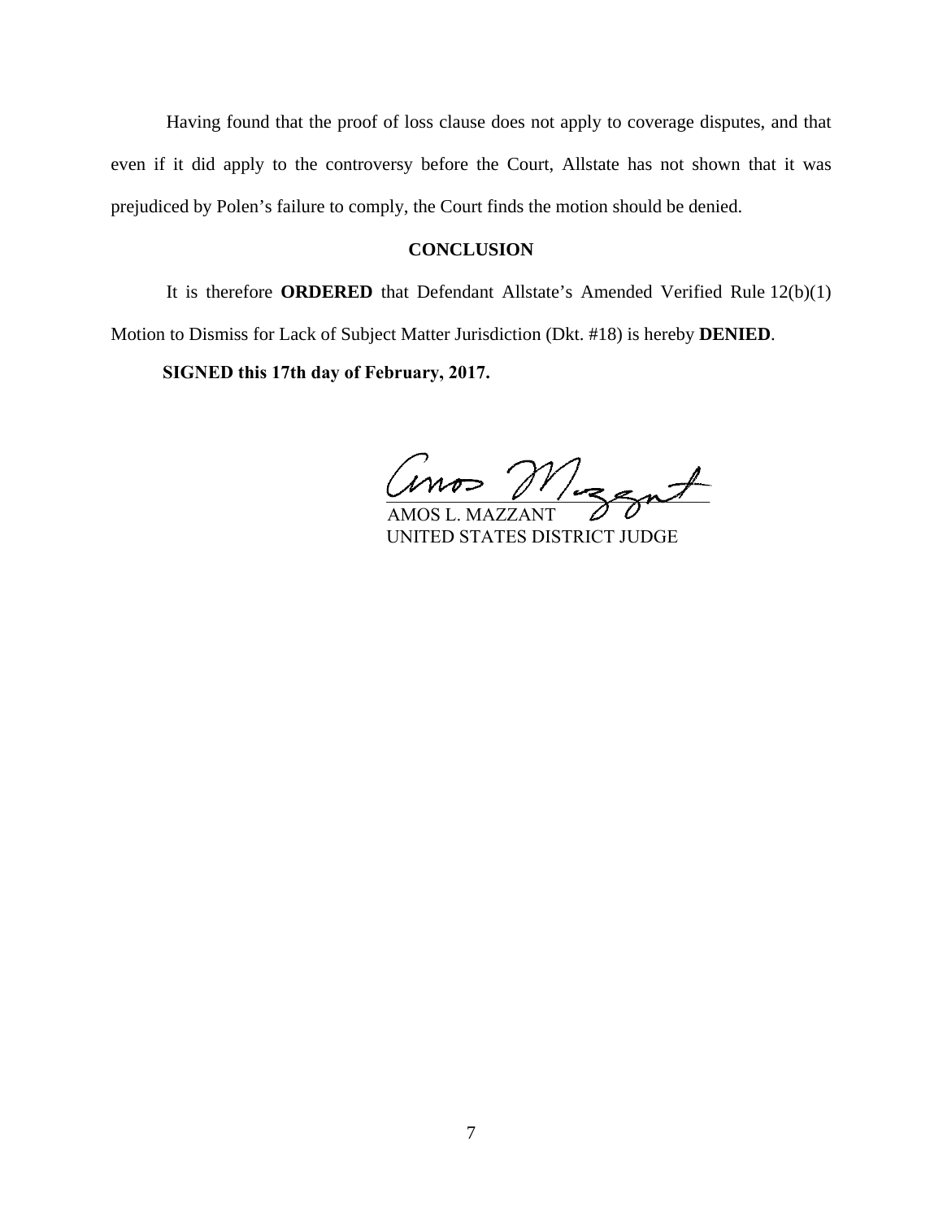Having found that the proof of loss clause does not apply to coverage disputes, and that even if it did apply to the controversy before the Court, Allstate has not shown that it was prejudiced by Polen's failure to comply, the Court finds the motion should be denied.

## CONCLUSION

It is therefore **ORDERED** that Defendant Allstate's Amended Verified Rule 12(b)(1) Motion to Dismiss for Lack of Subject Matter Jurisdiction (Dkt. #18) is hereby **DENIED**.

**SIGNED this 17th day of February, 2017.**

AMOS L. MAZZANT
UNITED STATES DISTRICT JUDGE